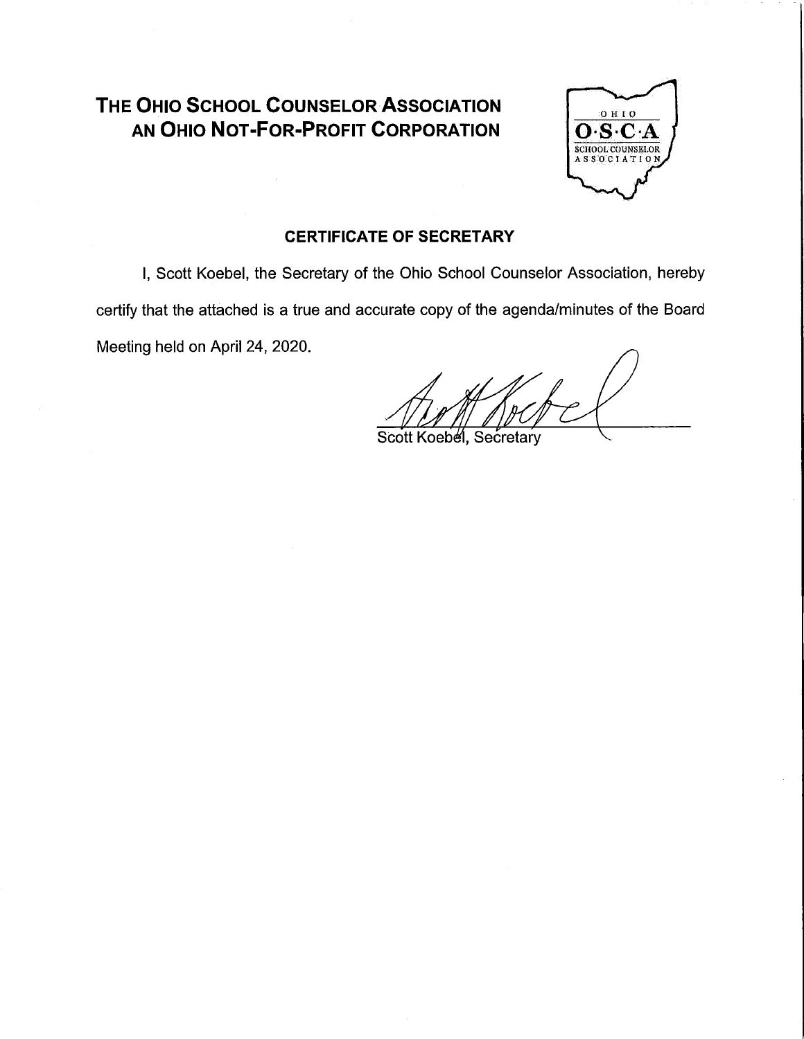# THE OHIO SCHOOL COUNSELOR ASSOCIATION
# AN OHIO NOT-FOR-PROFIT CORPORATION

OHIO
O·S·C·A
SCHOOL COUNSELOR
ASSOCIATION

## CERTIFICATE OF SECRETARY

I, Scott Koebel, the Secretary of the Ohio School Counselor Association, hereby certify that the attached is a true and accurate copy of the agenda/minutes of the Board Meeting held on April 24, 2020.

Scott Koebel, Secretary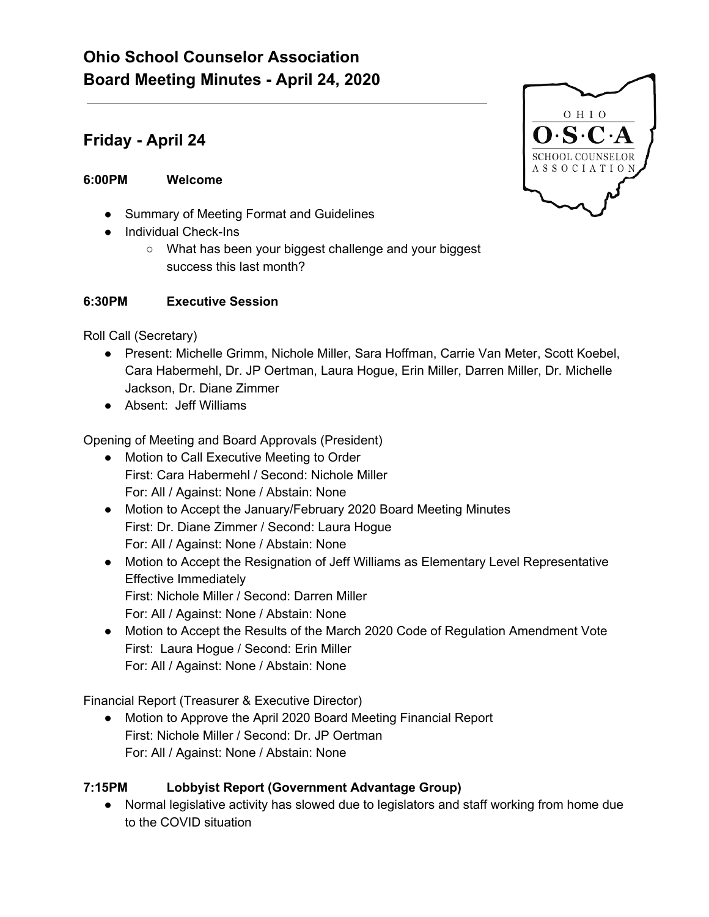# Ohio School Counselor Association
# Board Meeting Minutes - April 24, 2020

## Friday - April 24

### 6:00PM Welcome

- Summary of Meeting Format and Guidelines
- Individual Check-Ins
  - What has been your biggest challenge and your biggest success this last month?

### 6:30PM Executive Session

Roll Call (Secretary)

- Present: Michelle Grimm, Nichole Miller, Sara Hoffman, Carrie Van Meter, Scott Koebel, Cara Habermehl, Dr. JP Oertman, Laura Hogue, Erin Miller, Darren Miller, Dr. Michelle Jackson, Dr. Diane Zimmer
- Absent: Jeff Williams

Opening of Meeting and Board Approvals (President)

- Motion to Call Executive Meeting to Order
  First: Cara Habermehl / Second: Nichole Miller
  For: All / Against: None / Abstain: None
- Motion to Accept the January/February 2020 Board Meeting Minutes
  First: Dr. Diane Zimmer / Second: Laura Hogue
  For: All / Against: None / Abstain: None
- Motion to Accept the Resignation of Jeff Williams as Elementary Level Representative Effective Immediately
  First: Nichole Miller / Second: Darren Miller
  For: All / Against: None / Abstain: None
- Motion to Accept the Results of the March 2020 Code of Regulation Amendment Vote
  First: Laura Hogue / Second: Erin Miller
  For: All / Against: None / Abstain: None

Financial Report (Treasurer & Executive Director)

- Motion to Approve the April 2020 Board Meeting Financial Report
  First: Nichole Miller / Second: Dr. JP Oertman
  For: All / Against: None / Abstain: None

### 7:15PM Lobbyist Report (Government Advantage Group)

- Normal legislative activity has slowed due to legislators and staff working from home due to the COVID situation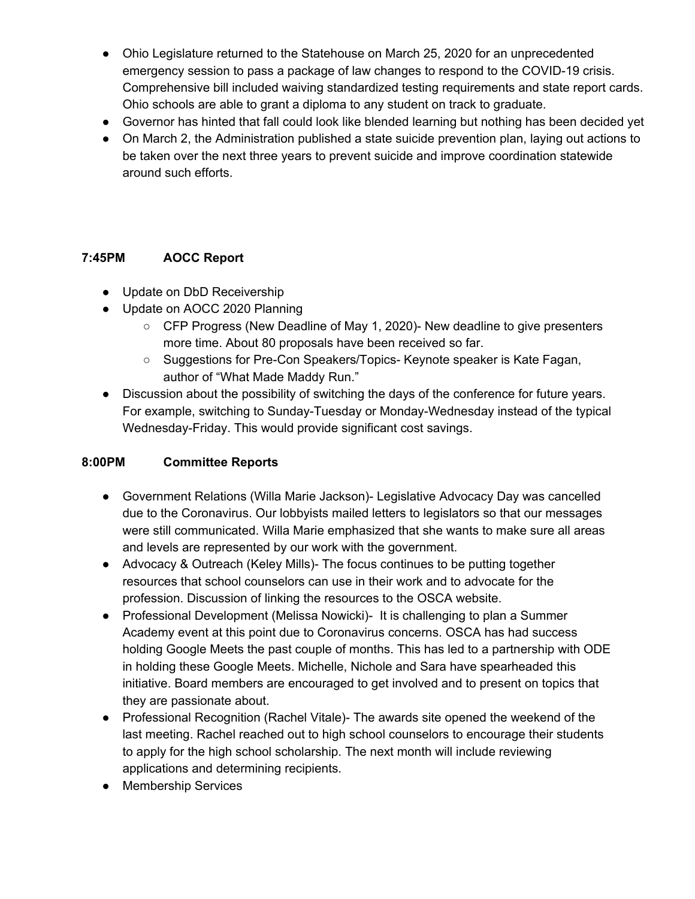- Ohio Legislature returned to the Statehouse on March 25, 2020 for an unprecedented emergency session to pass a package of law changes to respond to the COVID-19 crisis. Comprehensive bill included waiving standardized testing requirements and state report cards. Ohio schools are able to grant a diploma to any student on track to graduate.
- Governor has hinted that fall could look like blended learning but nothing has been decided yet
- On March 2, the Administration published a state suicide prevention plan, laying out actions to be taken over the next three years to prevent suicide and improve coordination statewide around such efforts.

**7:45PM AOCC Report**

- Update on DbD Receivership
- Update on AOCC 2020 Planning
  - CFP Progress (New Deadline of May 1, 2020)- New deadline to give presenters more time. About 80 proposals have been received so far.
  - Suggestions for Pre-Con Speakers/Topics- Keynote speaker is Kate Fagan, author of "What Made Maddy Run."
- Discussion about the possibility of switching the days of the conference for future years. For example, switching to Sunday-Tuesday or Monday-Wednesday instead of the typical Wednesday-Friday. This would provide significant cost savings.

**8:00PM Committee Reports**

- Government Relations (Willa Marie Jackson)- Legislative Advocacy Day was cancelled due to the Coronavirus. Our lobbyists mailed letters to legislators so that our messages were still communicated. Willa Marie emphasized that she wants to make sure all areas and levels are represented by our work with the government.
- Advocacy & Outreach (Keley Mills)- The focus continues to be putting together resources that school counselors can use in their work and to advocate for the profession. Discussion of linking the resources to the OSCA website.
- Professional Development (Melissa Nowicki)- It is challenging to plan a Summer Academy event at this point due to Coronavirus concerns. OSCA has had success holding Google Meets the past couple of months. This has led to a partnership with ODE in holding these Google Meets. Michelle, Nichole and Sara have spearheaded this initiative. Board members are encouraged to get involved and to present on topics that they are passionate about.
- Professional Recognition (Rachel Vitale)- The awards site opened the weekend of the last meeting. Rachel reached out to high school counselors to encourage their students to apply for the high school scholarship. The next month will include reviewing applications and determining recipients.
- Membership Services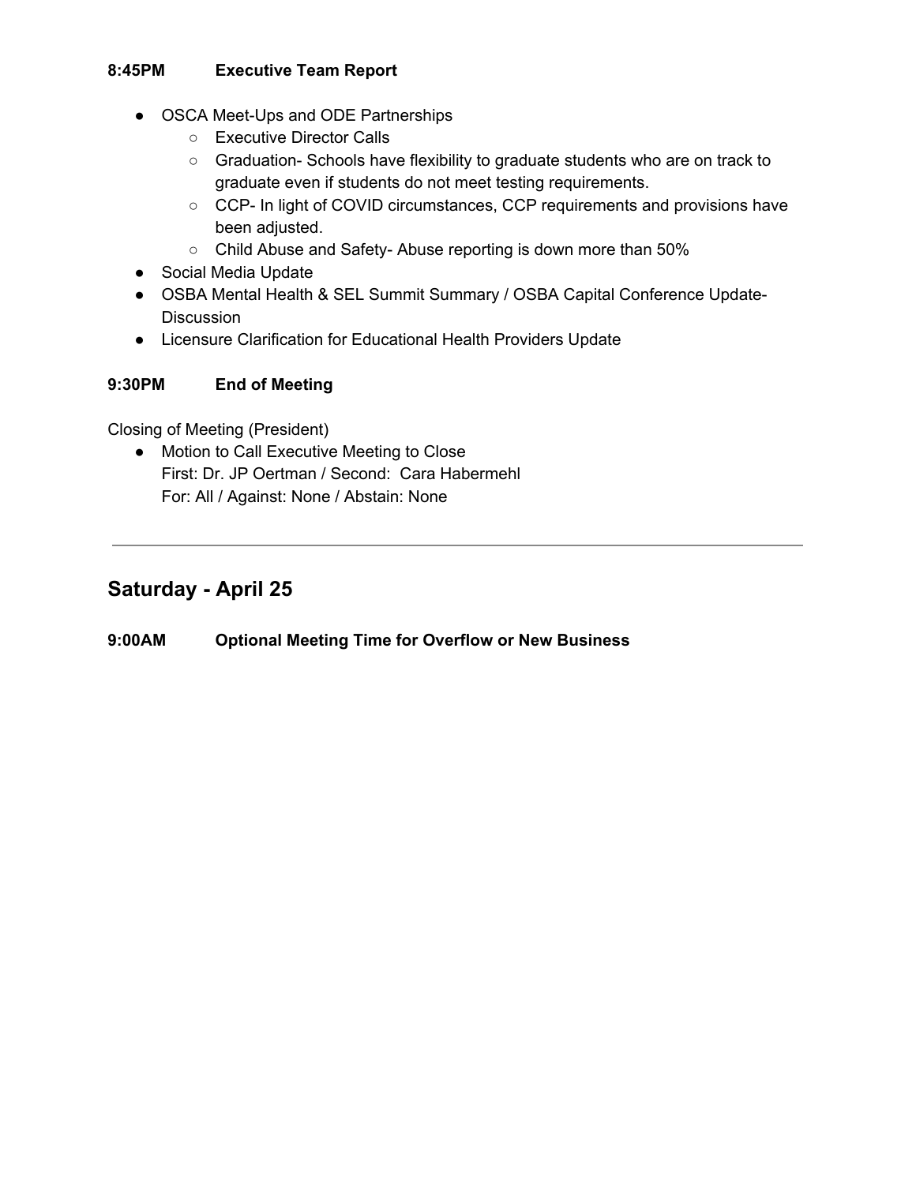**8:45PM Executive Team Report**

- OSCA Meet-Ups and ODE Partnerships
  - Executive Director Calls
  - Graduation- Schools have flexibility to graduate students who are on track to graduate even if students do not meet testing requirements.
  - CCP- In light of COVID circumstances, CCP requirements and provisions have been adjusted.
  - Child Abuse and Safety- Abuse reporting is down more than 50%
- Social Media Update
- OSBA Mental Health & SEL Summit Summary / OSBA Capital Conference Update- Discussion
- Licensure Clarification for Educational Health Providers Update

**9:30PM End of Meeting**

Closing of Meeting (President)

- Motion to Call Executive Meeting to Close
  First: Dr. JP Oertman / Second: Cara Habermehl
  For: All / Against: None / Abstain: None

---

## Saturday - April 25

**9:00AM Optional Meeting Time for Overflow or New Business**